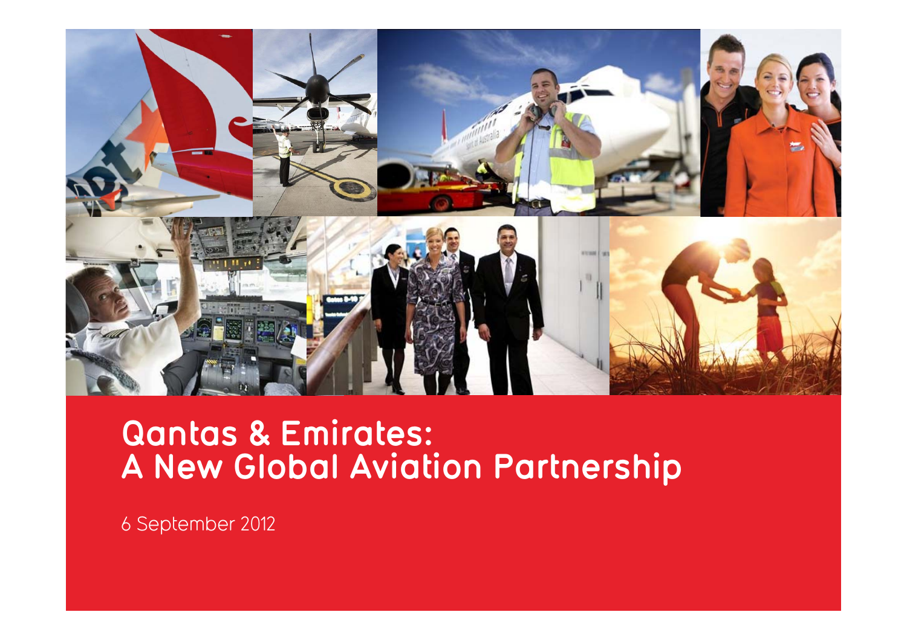# Qantas & Emirates: A New Global Aviation Partnership

6 September 2012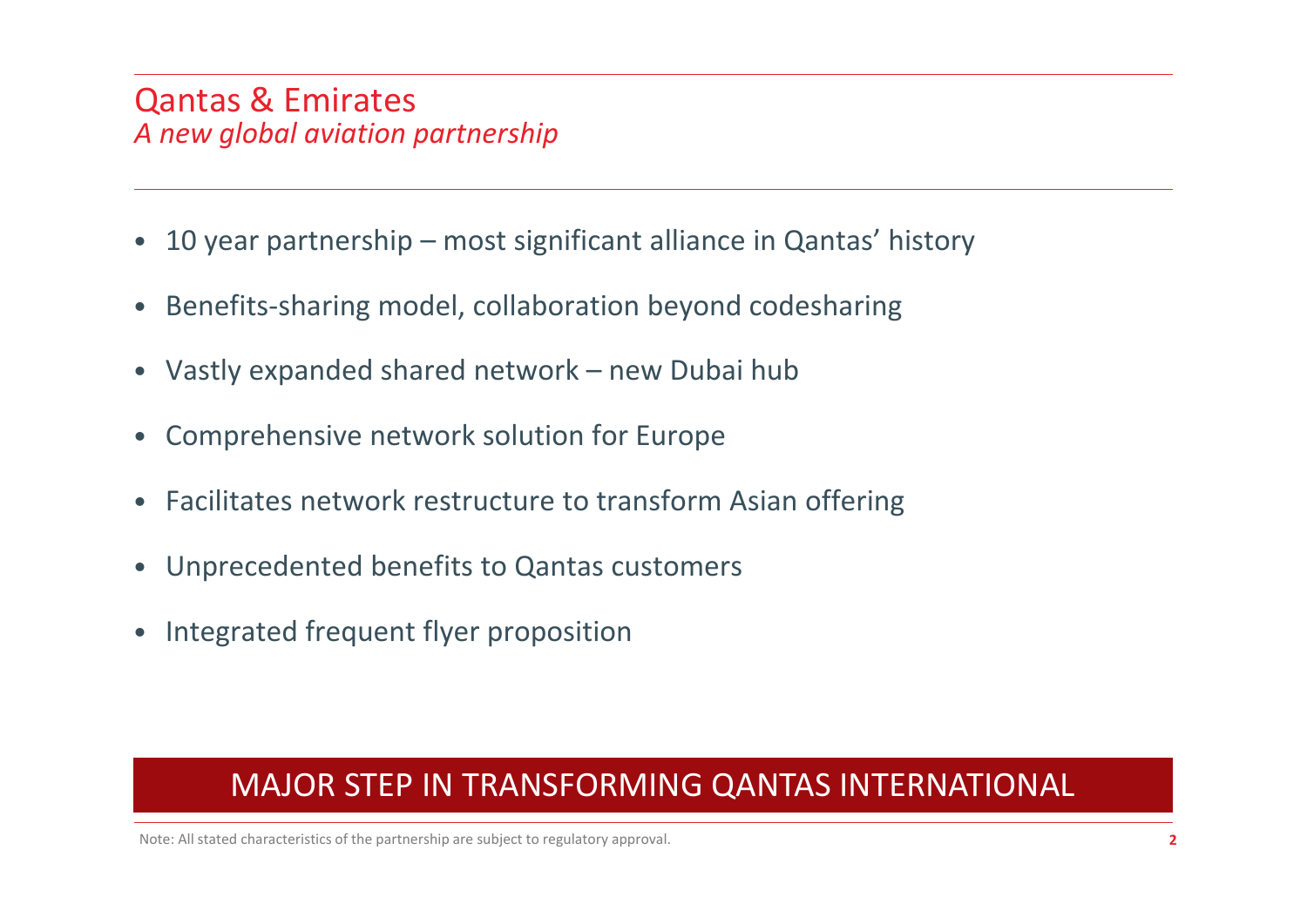# Qantas & Emirates

*A new global aviation partnership*

- 10 year partnership – most significant alliance in Qantas' history
- Benefits-sharing model, collaboration beyond codesharing
- Vastly expanded shared network – new Dubai hub
- Comprehensive network solution for Europe
- Facilitates network restructure to transform Asian offering
- Unprecedented benefits to Qantas customers
- Integrated frequent flyer proposition

**MAJOR STEP IN TRANSFORMING QANTAS INTERNATIONAL**

Note: All stated characteristics of the partnership are subject to regulatory approval.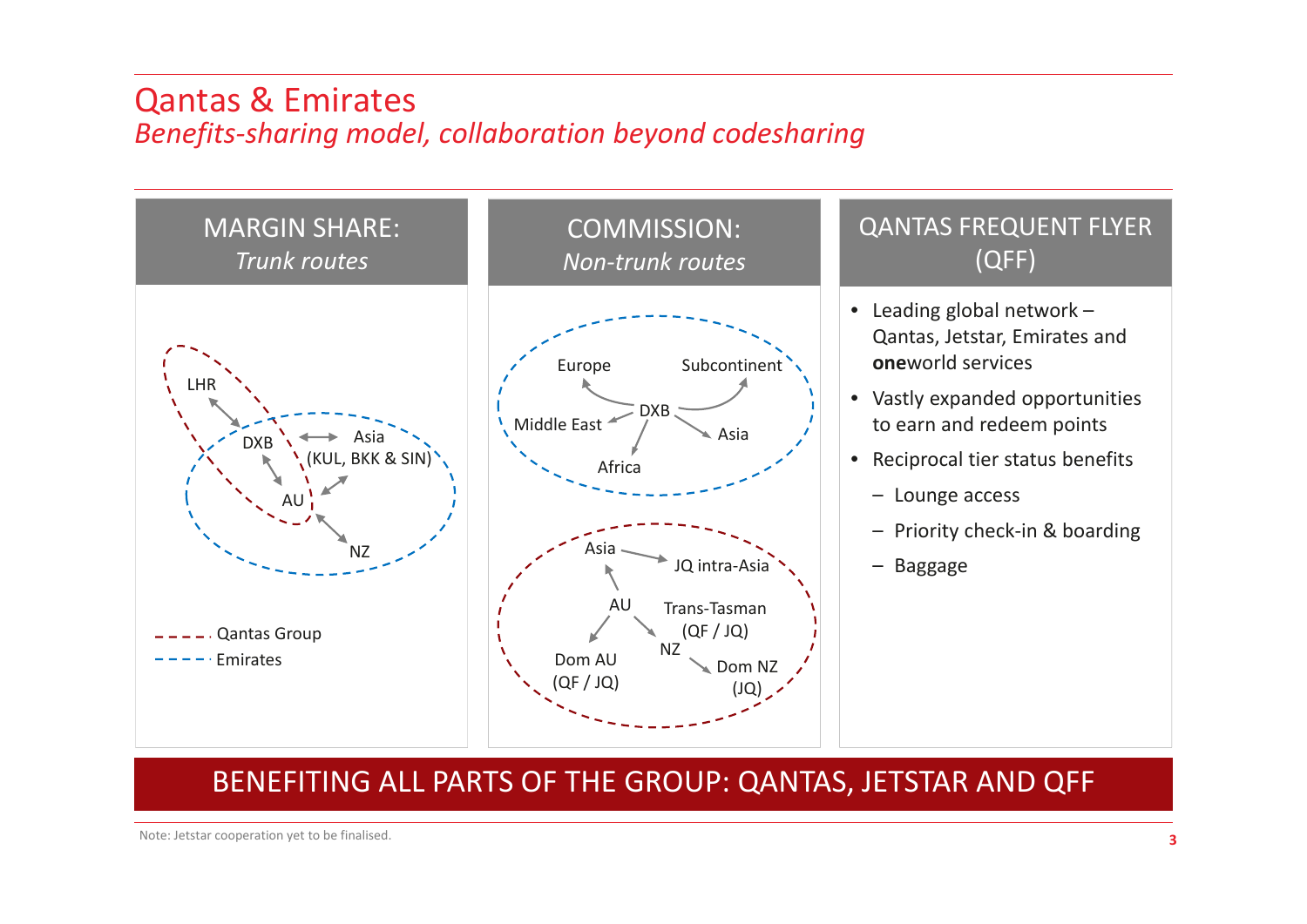# Qantas & Emirates

*Benefits-sharing model, collaboration beyond codesharing*

## MARGIN SHARE:
*Trunk routes*

LHR

DXB

Asia (KUL, BKK & SIN)

AU

NZ

Qantas Group

Emirates

## COMMISSION:
*Non-trunk routes*

Europe

Subcontinent

DXB

Middle East

Asia

Africa

Asia

JQ intra-Asia

AU

Trans-Tasman (QF / JQ)

NZ

Dom AU (QF / JQ)

Dom NZ (JQ)

## QANTAS FREQUENT FLYER (QFF)

- Leading global network – Qantas, Jetstar, Emirates and **one**world services
- Vastly expanded opportunities to earn and redeem points
- Reciprocal tier status benefits
  - Lounge access
  - Priority check-in & boarding
  - Baggage

**BENEFITING ALL PARTS OF THE GROUP: QANTAS, JETSTAR AND QFF**

Note: Jetstar cooperation yet to be finalised.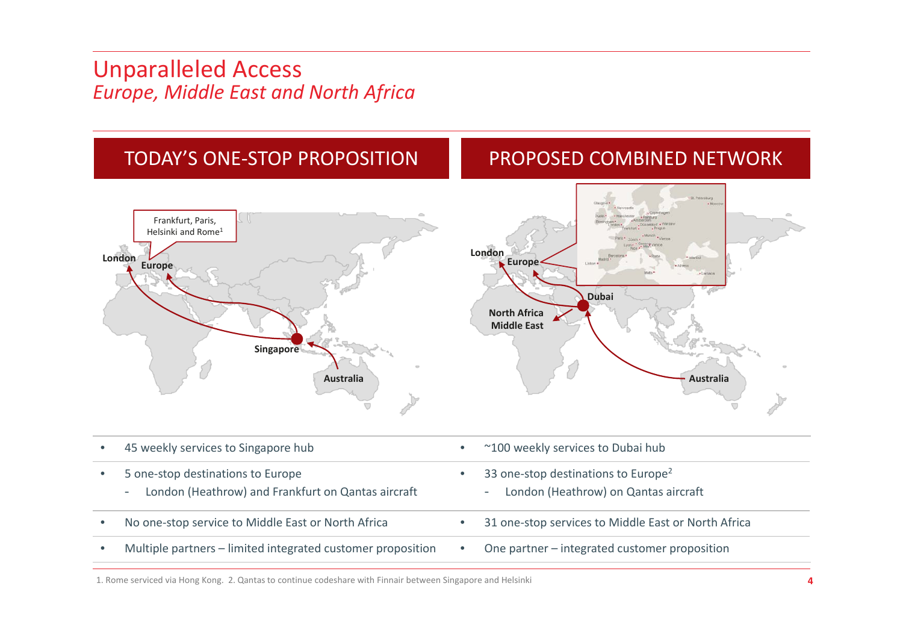# Unparalleled Access

*Europe, Middle East and North Africa*

| TODAY'S ONE-STOP PROPOSITION | PROPOSED COMBINED NETWORK |
|---|---|
| 45 weekly services to Singapore hub | ~100 weekly services to Dubai hub |
| 5 one-stop destinations to Europe<br>- London (Heathrow) and Frankfurt on Qantas aircraft | 33 one-stop destinations to Europe[2]<br>- London (Heathrow) on Qantas aircraft |
| No one-stop service to Middle East or North Africa | 31 one-stop services to Middle East or North Africa |
| Multiple partners – limited integrated customer proposition | One partner – integrated customer proposition |

1. Rome serviced via Hong Kong. 2. Qantas to continue codeshare with Finnair between Singapore and Helsinki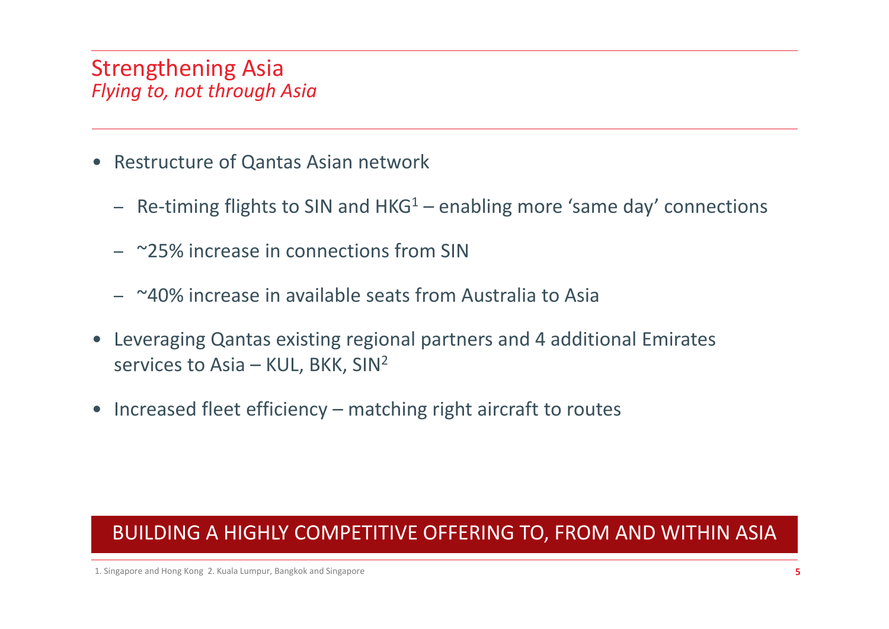# Strengthening Asia

*Flying to, not through Asia*

- Restructure of Qantas Asian network
  - Re-timing flights to SIN and HKG[1] – enabling more 'same day' connections
  - ~25% increase in connections from SIN
  - ~40% increase in available seats from Australia to Asia
- Leveraging Qantas existing regional partners and 4 additional Emirates services to Asia – KUL, BKK, SIN[2]
- Increased fleet efficiency – matching right aircraft to routes

**BUILDING A HIGHLY COMPETITIVE OFFERING TO, FROM AND WITHIN ASIA**

1. Singapore and Hong Kong 2. Kuala Lumpur, Bangkok and Singapore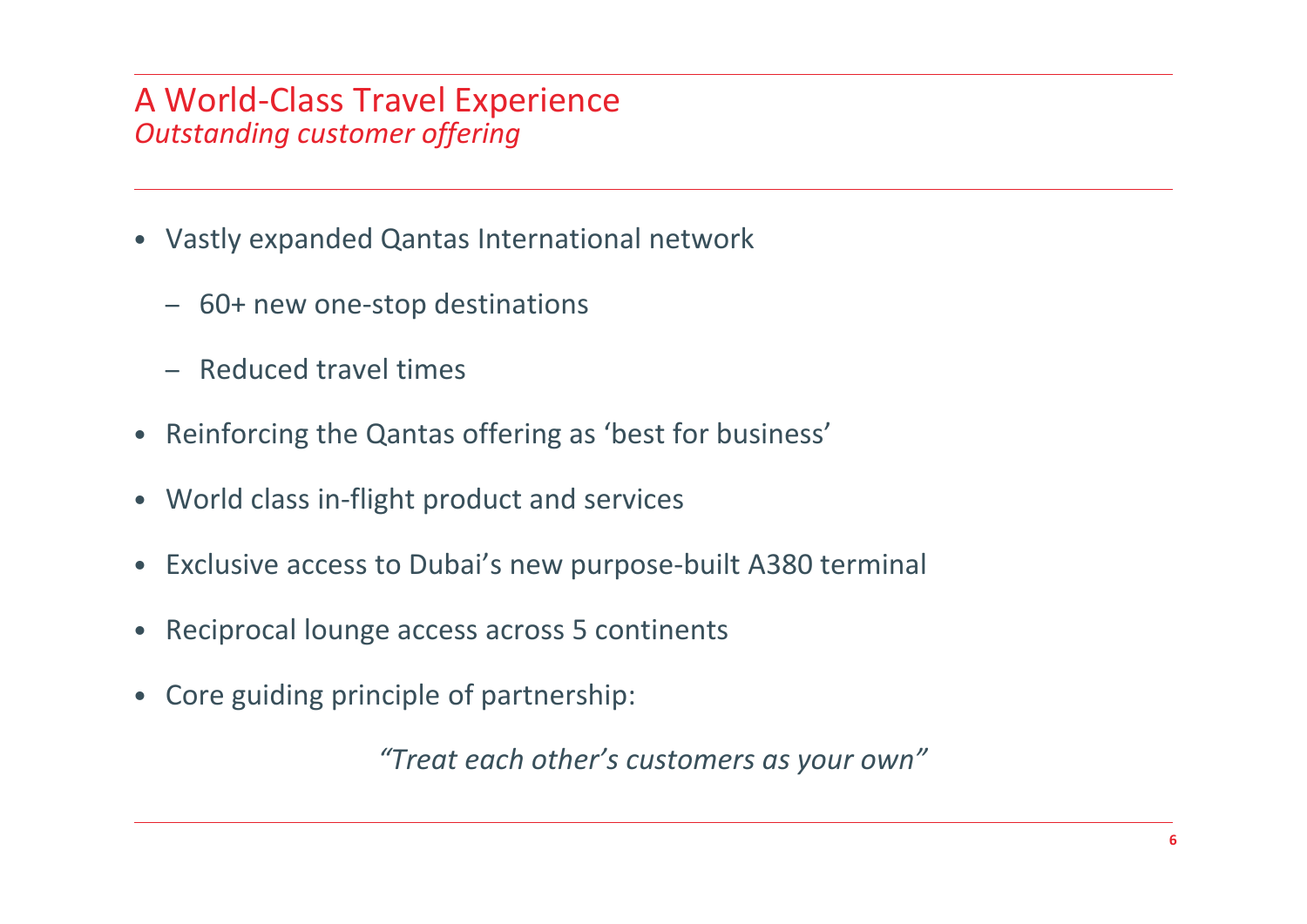# A World-Class Travel Experience

*Outstanding customer offering*

- Vastly expanded Qantas International network
  - 60+ new one-stop destinations
  - Reduced travel times
- Reinforcing the Qantas offering as 'best for business'
- World class in-flight product and services
- Exclusive access to Dubai's new purpose-built A380 terminal
- Reciprocal lounge access across 5 continents
- Core guiding principle of partnership:

*"Treat each other's customers as your own"*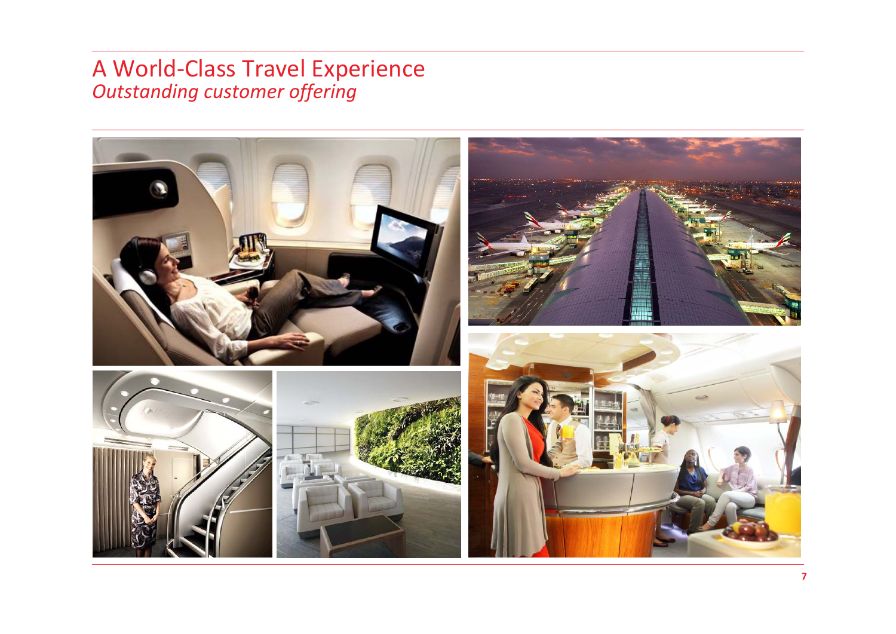# A World-Class Travel Experience

*Outstanding customer offering*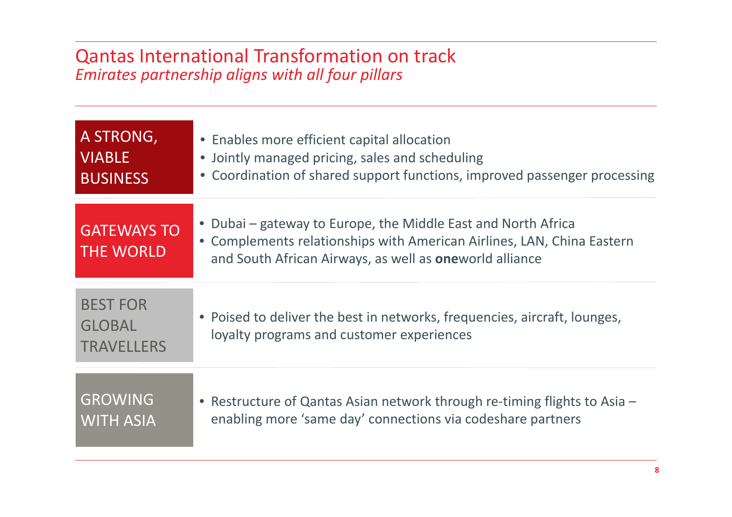# Qantas International Transformation on track

*Emirates partnership aligns with all four pillars*

## A STRONG, VIABLE BUSINESS

- Enables more efficient capital allocation
- Jointly managed pricing, sales and scheduling
- Coordination of shared support functions, improved passenger processing

## GATEWAYS TO THE WORLD

- Dubai – gateway to Europe, the Middle East and North Africa
- Complements relationships with American Airlines, LAN, China Eastern and South African Airways, as well as **one**world alliance

## BEST FOR GLOBAL TRAVELLERS

- Poised to deliver the best in networks, frequencies, aircraft, lounges, loyalty programs and customer experiences

## GROWING WITH ASIA

- Restructure of Qantas Asian network through re-timing flights to Asia – enabling more 'same day' connections via codeshare partners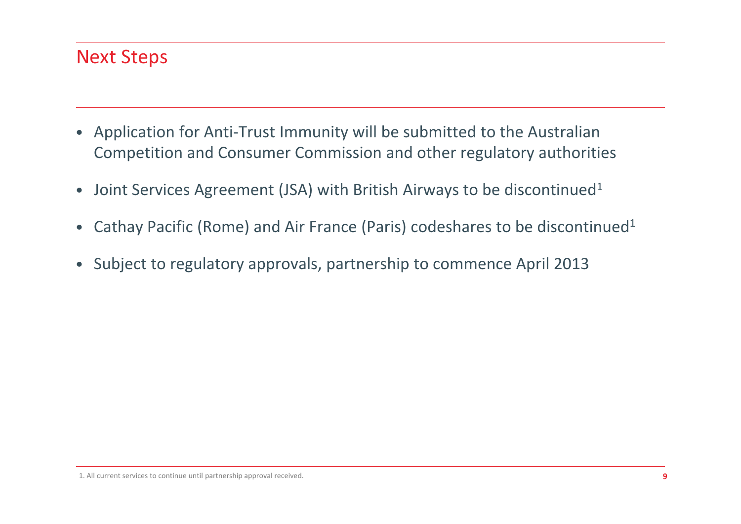## Next Steps

- Application for Anti-Trust Immunity will be submitted to the Australian Competition and Consumer Commission and other regulatory authorities
- Joint Services Agreement (JSA) with British Airways to be discontinued[1]
- Cathay Pacific (Rome) and Air France (Paris) codeshares to be discontinued[1]
- Subject to regulatory approvals, partnership to commence April 2013

1. All current services to continue until partnership approval received.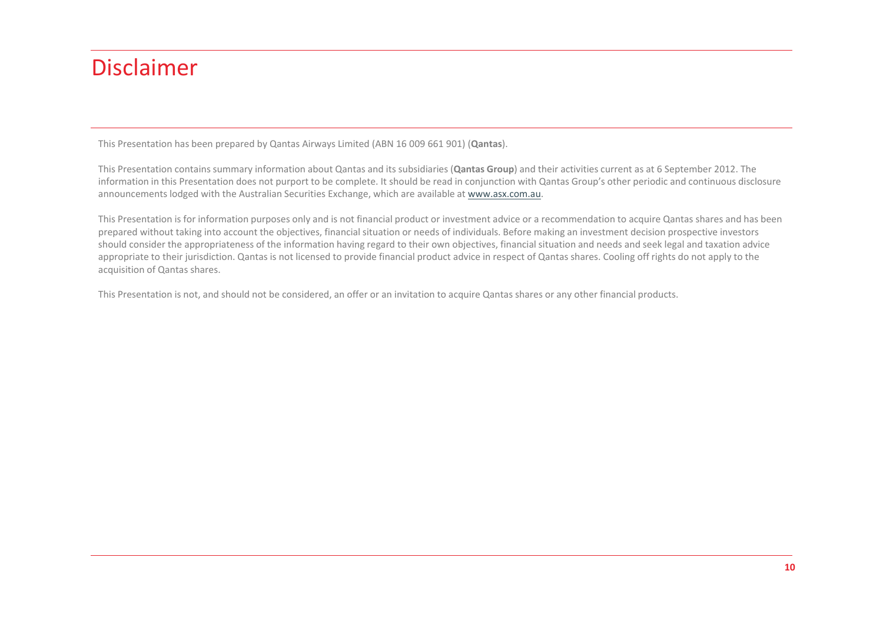# Disclaimer

This Presentation has been prepared by Qantas Airways Limited (ABN 16 009 661 901) (**Qantas**).

This Presentation contains summary information about Qantas and its subsidiaries (**Qantas Group**) and their activities current as at 6 September 2012. The information in this Presentation does not purport to be complete. It should be read in conjunction with Qantas Group's other periodic and continuous disclosure announcements lodged with the Australian Securities Exchange, which are available at www.asx.com.au.

This Presentation is for information purposes only and is not financial product or investment advice or a recommendation to acquire Qantas shares and has been prepared without taking into account the objectives, financial situation or needs of individuals. Before making an investment decision prospective investors should consider the appropriateness of the information having regard to their own objectives, financial situation and needs and seek legal and taxation advice appropriate to their jurisdiction. Qantas is not licensed to provide financial product advice in respect of Qantas shares. Cooling off rights do not apply to the acquisition of Qantas shares.

This Presentation is not, and should not be considered, an offer or an invitation to acquire Qantas shares or any other financial products.